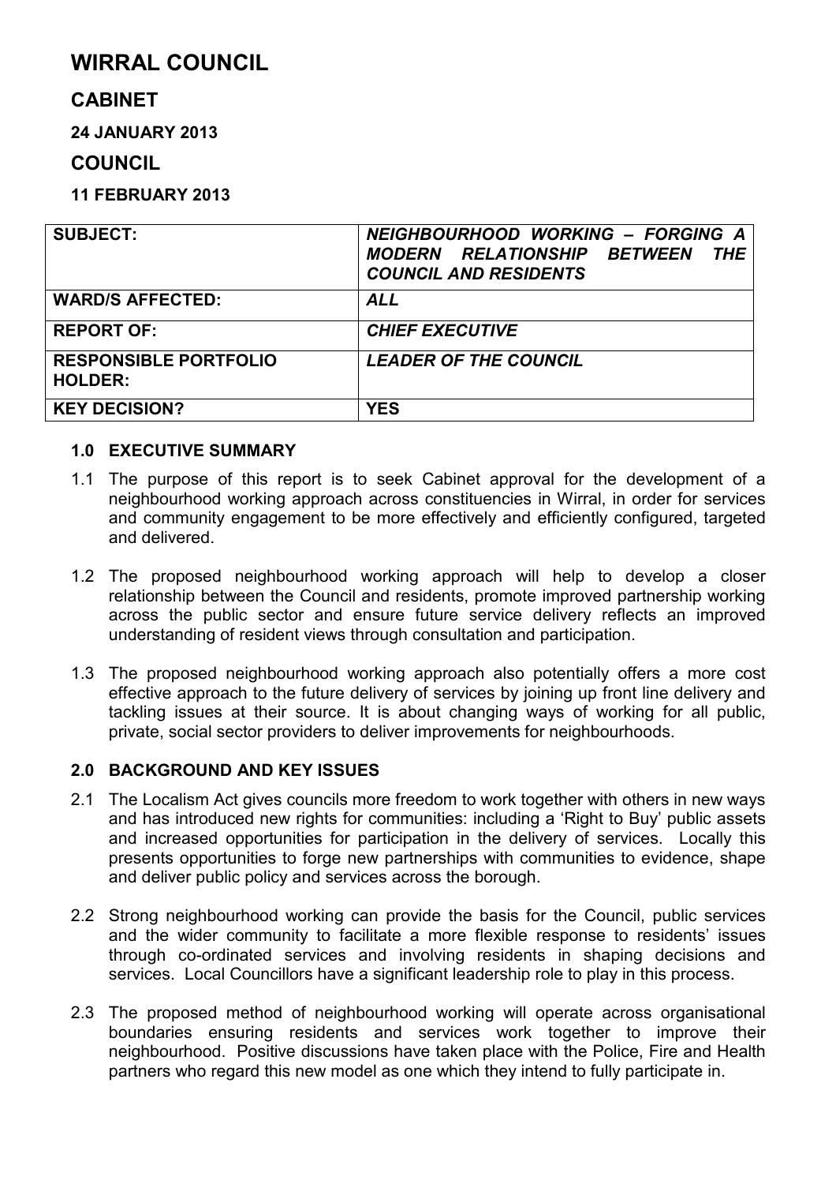# WIRRAL COUNCIL

## CABINET

**24 JANUARY 2013**

## COUNCIL

**11 FEBRUARY 2013**

| | |
|---|---|
| **SUBJECT:** | ***NEIGHBOURHOOD WORKING – FORGING A MODERN RELATIONSHIP BETWEEN THE COUNCIL AND RESIDENTS*** |
| **WARD/S AFFECTED:** | ***ALL*** |
| **REPORT OF:** | ***CHIEF EXECUTIVE*** |
| **RESPONSIBLE PORTFOLIO HOLDER:** | ***LEADER OF THE COUNCIL*** |
| **KEY DECISION?** | **YES** |

### 1.0 EXECUTIVE SUMMARY

1.1 The purpose of this report is to seek Cabinet approval for the development of a neighbourhood working approach across constituencies in Wirral, in order for services and community engagement to be more effectively and efficiently configured, targeted and delivered.

1.2 The proposed neighbourhood working approach will help to develop a closer relationship between the Council and residents, promote improved partnership working across the public sector and ensure future service delivery reflects an improved understanding of resident views through consultation and participation.

1.3 The proposed neighbourhood working approach also potentially offers a more cost effective approach to the future delivery of services by joining up front line delivery and tackling issues at their source. It is about changing ways of working for all public, private, social sector providers to deliver improvements for neighbourhoods.

### 2.0 BACKGROUND AND KEY ISSUES

2.1 The Localism Act gives councils more freedom to work together with others in new ways and has introduced new rights for communities: including a 'Right to Buy' public assets and increased opportunities for participation in the delivery of services. Locally this presents opportunities to forge new partnerships with communities to evidence, shape and deliver public policy and services across the borough.

2.2 Strong neighbourhood working can provide the basis for the Council, public services and the wider community to facilitate a more flexible response to residents' issues through co-ordinated services and involving residents in shaping decisions and services. Local Councillors have a significant leadership role to play in this process.

2.3 The proposed method of neighbourhood working will operate across organisational boundaries ensuring residents and services work together to improve their neighbourhood. Positive discussions have taken place with the Police, Fire and Health partners who regard this new model as one which they intend to fully participate in.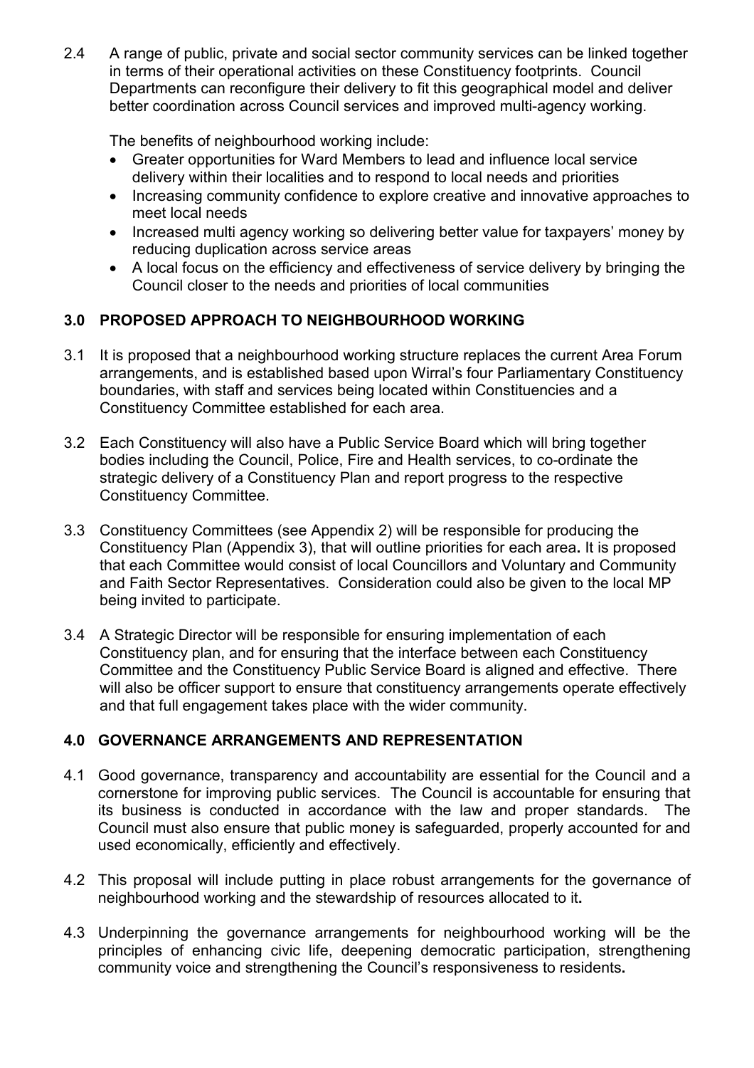2.4 A range of public, private and social sector community services can be linked together in terms of their operational activities on these Constituency footprints. Council Departments can reconfigure their delivery to fit this geographical model and deliver better coordination across Council services and improved multi-agency working.

The benefits of neighbourhood working include:

- Greater opportunities for Ward Members to lead and influence local service delivery within their localities and to respond to local needs and priorities
- Increasing community confidence to explore creative and innovative approaches to meet local needs
- Increased multi agency working so delivering better value for taxpayers' money by reducing duplication across service areas
- A local focus on the efficiency and effectiveness of service delivery by bringing the Council closer to the needs and priorities of local communities

## 3.0 PROPOSED APPROACH TO NEIGHBOURHOOD WORKING

3.1 It is proposed that a neighbourhood working structure replaces the current Area Forum arrangements, and is established based upon Wirral's four Parliamentary Constituency boundaries, with staff and services being located within Constituencies and a Constituency Committee established for each area.

3.2 Each Constituency will also have a Public Service Board which will bring together bodies including the Council, Police, Fire and Health services, to co-ordinate the strategic delivery of a Constituency Plan and report progress to the respective Constituency Committee.

3.3 Constituency Committees (see Appendix 2) will be responsible for producing the Constituency Plan (Appendix 3), that will outline priorities for each area**.** It is proposed that each Committee would consist of local Councillors and Voluntary and Community and Faith Sector Representatives. Consideration could also be given to the local MP being invited to participate.

3.4 A Strategic Director will be responsible for ensuring implementation of each Constituency plan, and for ensuring that the interface between each Constituency Committee and the Constituency Public Service Board is aligned and effective. There will also be officer support to ensure that constituency arrangements operate effectively and that full engagement takes place with the wider community.

## 4.0 GOVERNANCE ARRANGEMENTS AND REPRESENTATION

4.1 Good governance, transparency and accountability are essential for the Council and a cornerstone for improving public services. The Council is accountable for ensuring that its business is conducted in accordance with the law and proper standards. The Council must also ensure that public money is safeguarded, properly accounted for and used economically, efficiently and effectively.

4.2 This proposal will include putting in place robust arrangements for the governance of neighbourhood working and the stewardship of resources allocated to it**.**

4.3 Underpinning the governance arrangements for neighbourhood working will be the principles of enhancing civic life, deepening democratic participation, strengthening community voice and strengthening the Council's responsiveness to residents**.**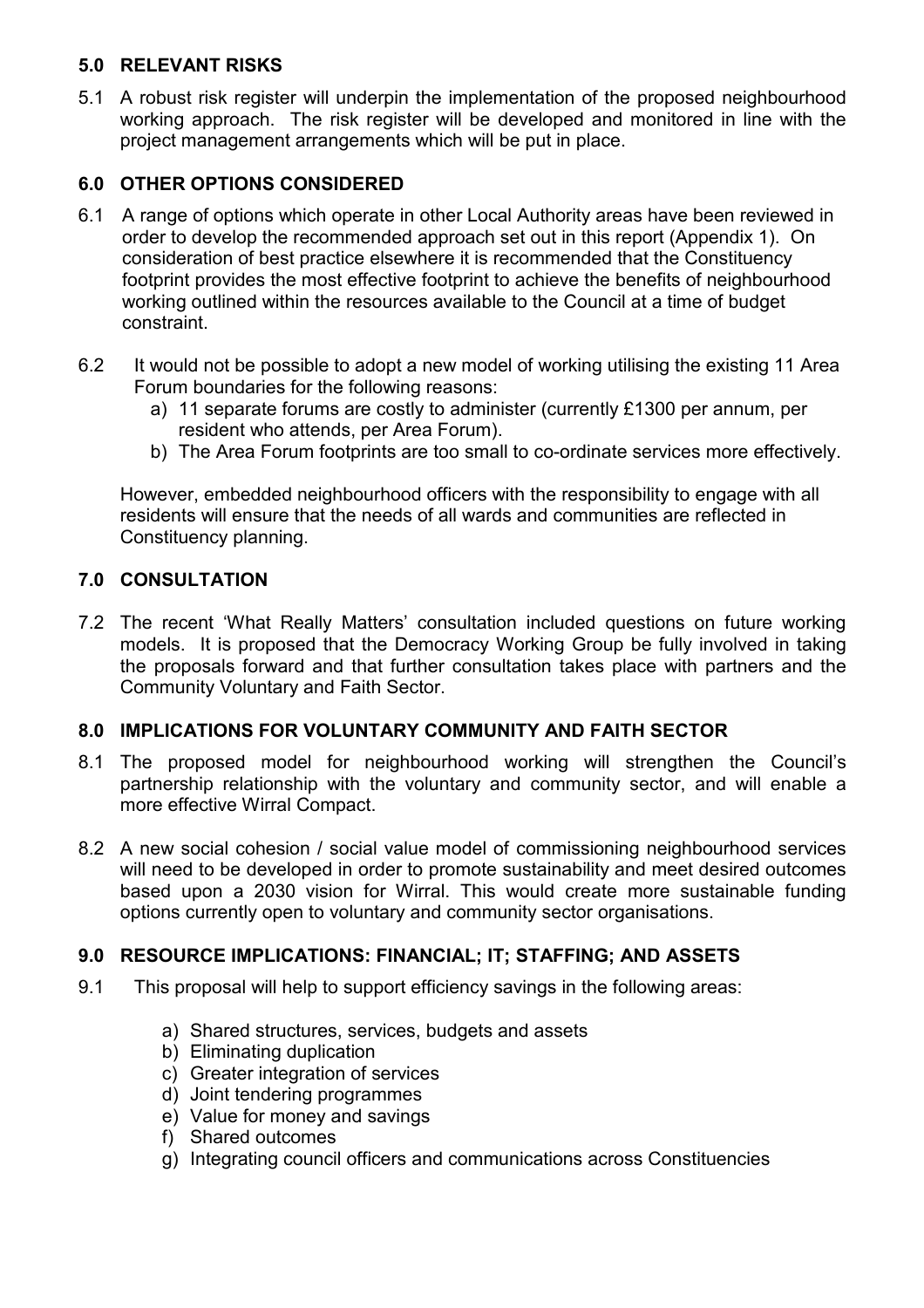## 5.0 RELEVANT RISKS

5.1 A robust risk register will underpin the implementation of the proposed neighbourhood working approach. The risk register will be developed and monitored in line with the project management arrangements which will be put in place.

## 6.0 OTHER OPTIONS CONSIDERED

6.1 A range of options which operate in other Local Authority areas have been reviewed in order to develop the recommended approach set out in this report (Appendix 1). On consideration of best practice elsewhere it is recommended that the Constituency footprint provides the most effective footprint to achieve the benefits of neighbourhood working outlined within the resources available to the Council at a time of budget constraint.

6.2 It would not be possible to adopt a new model of working utilising the existing 11 Area Forum boundaries for the following reasons:

a) 11 separate forums are costly to administer (currently £1300 per annum, per resident who attends, per Area Forum).
b) The Area Forum footprints are too small to co-ordinate services more effectively.

However, embedded neighbourhood officers with the responsibility to engage with all residents will ensure that the needs of all wards and communities are reflected in Constituency planning.

## 7.0 CONSULTATION

7.2 The recent 'What Really Matters' consultation included questions on future working models. It is proposed that the Democracy Working Group be fully involved in taking the proposals forward and that further consultation takes place with partners and the Community Voluntary and Faith Sector.

## 8.0 IMPLICATIONS FOR VOLUNTARY COMMUNITY AND FAITH SECTOR

8.1 The proposed model for neighbourhood working will strengthen the Council's partnership relationship with the voluntary and community sector, and will enable a more effective Wirral Compact.

8.2 A new social cohesion / social value model of commissioning neighbourhood services will need to be developed in order to promote sustainability and meet desired outcomes based upon a 2030 vision for Wirral. This would create more sustainable funding options currently open to voluntary and community sector organisations.

## 9.0 RESOURCE IMPLICATIONS: FINANCIAL; IT; STAFFING; AND ASSETS

9.1 This proposal will help to support efficiency savings in the following areas:

a) Shared structures, services, budgets and assets
b) Eliminating duplication
c) Greater integration of services
d) Joint tendering programmes
e) Value for money and savings
f) Shared outcomes
g) Integrating council officers and communications across Constituencies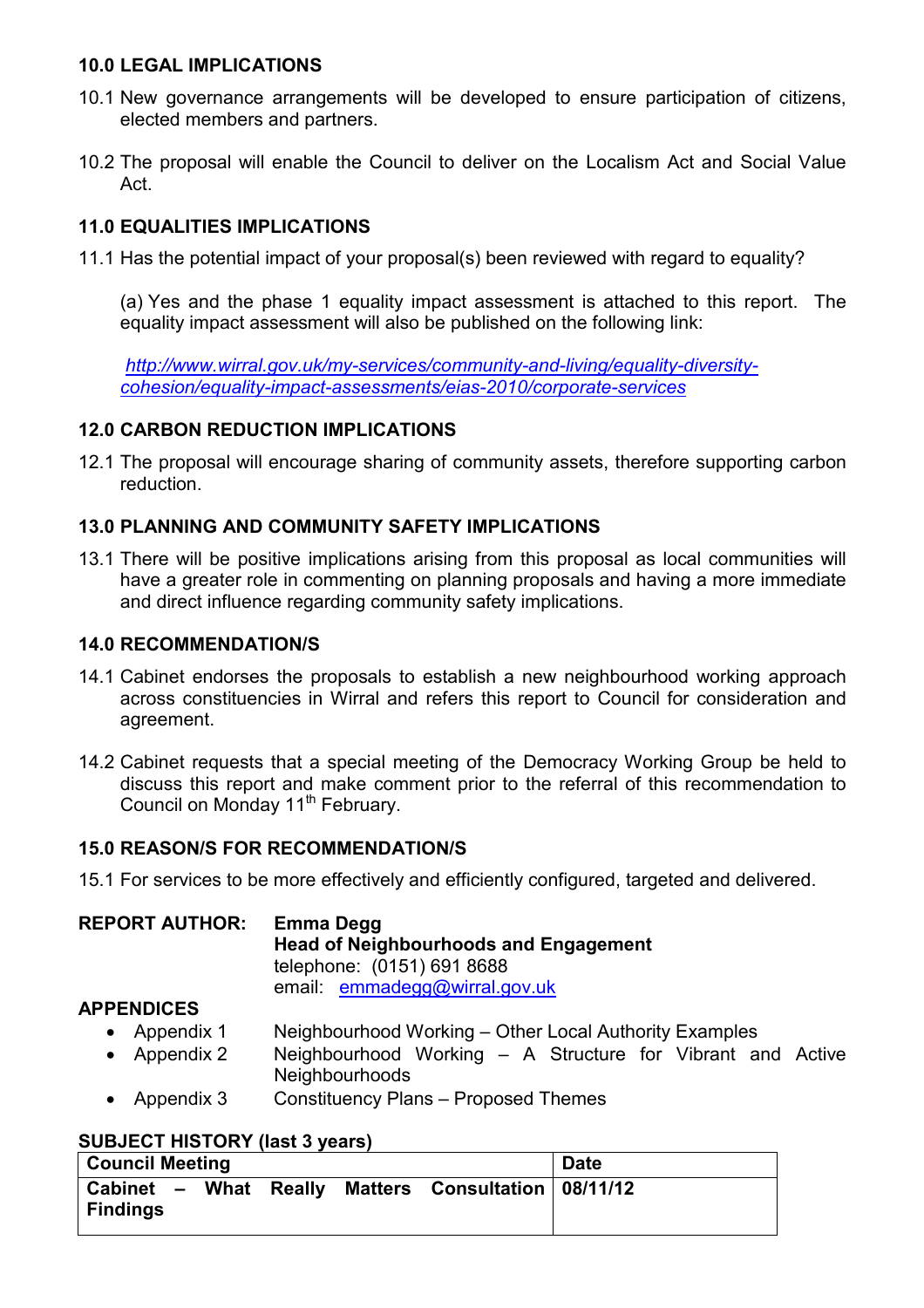## 10.0 LEGAL IMPLICATIONS

10.1 New governance arrangements will be developed to ensure participation of citizens, elected members and partners.

10.2 The proposal will enable the Council to deliver on the Localism Act and Social Value Act.

## 11.0 EQUALITIES IMPLICATIONS

11.1 Has the potential impact of your proposal(s) been reviewed with regard to equality?

(a) Yes and the phase 1 equality impact assessment is attached to this report. The equality impact assessment will also be published on the following link:

*http://www.wirral.gov.uk/my-services/community-and-living/equality-diversity-cohesion/equality-impact-assessments/eias-2010/corporate-services*

## 12.0 CARBON REDUCTION IMPLICATIONS

12.1 The proposal will encourage sharing of community assets, therefore supporting carbon reduction.

## 13.0 PLANNING AND COMMUNITY SAFETY IMPLICATIONS

13.1 There will be positive implications arising from this proposal as local communities will have a greater role in commenting on planning proposals and having a more immediate and direct influence regarding community safety implications.

## 14.0 RECOMMENDATION/S

14.1 Cabinet endorses the proposals to establish a new neighbourhood working approach across constituencies in Wirral and refers this report to Council for consideration and agreement.

14.2 Cabinet requests that a special meeting of the Democracy Working Group be held to discuss this report and make comment prior to the referral of this recommendation to Council on Monday 11th February.

## 15.0 REASON/S FOR RECOMMENDATION/S

15.1 For services to be more effectively and efficiently configured, targeted and delivered.

**REPORT AUTHOR:** **Emma Degg**
**Head of Neighbourhoods and Engagement**
telephone: (0151) 691 8688
email: emmadegg@wirral.gov.uk

**APPENDICES**

- Appendix 1 Neighbourhood Working – Other Local Authority Examples
- Appendix 2 Neighbourhood Working – A Structure for Vibrant and Active Neighbourhoods
- Appendix 3 Constituency Plans – Proposed Themes

**SUBJECT HISTORY (last 3 years)**

| Council Meeting | Date |
|---|---|
| **Cabinet – What Really Matters Consultation Findings** | **08/11/12** |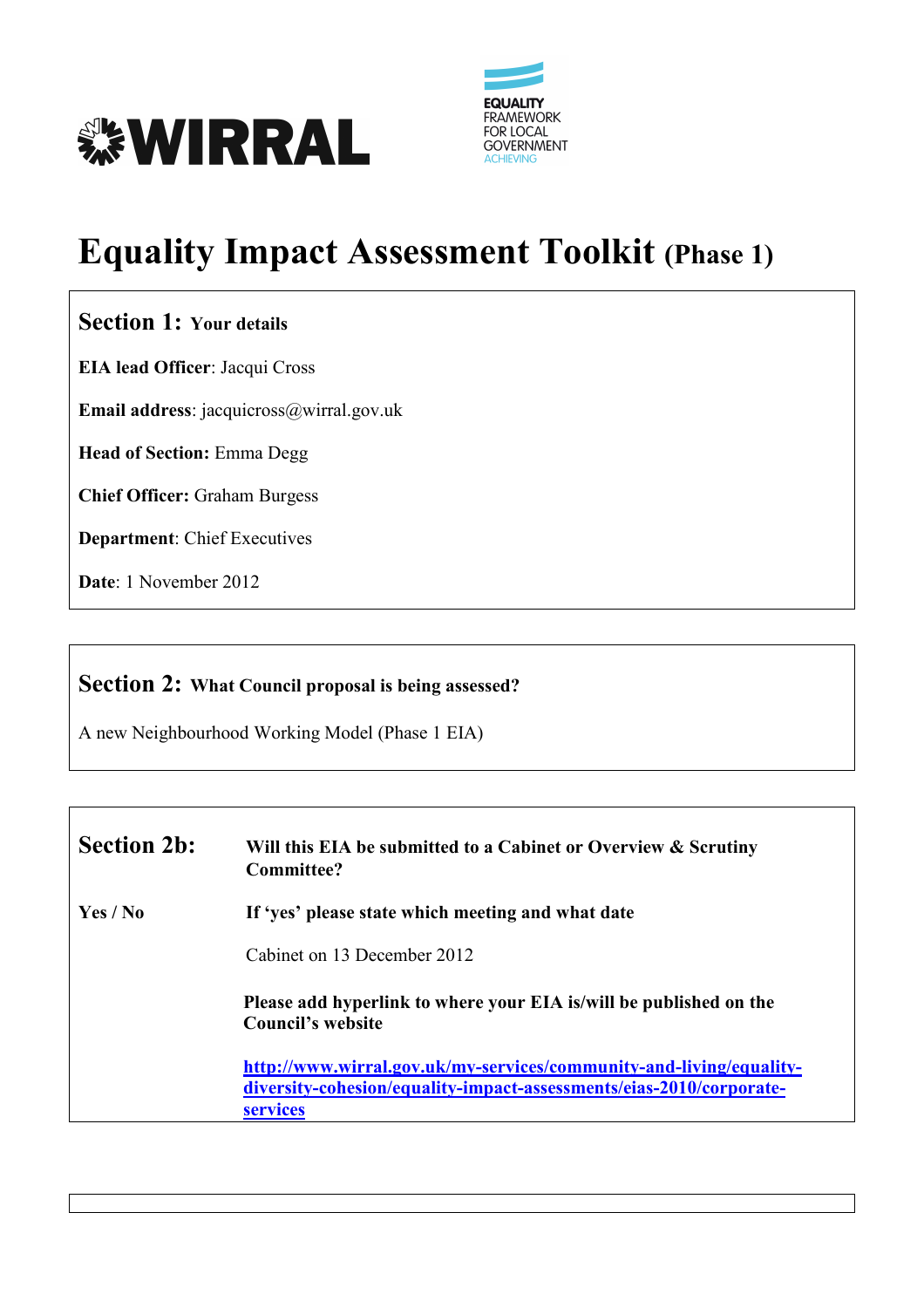# Equality Impact Assessment Toolkit (Phase 1)

## Section 1: Your details

**EIA lead Officer**: Jacqui Cross

**Email address**: jacquicross@wirral.gov.uk

**Head of Section:** Emma Degg

**Chief Officer:** Graham Burgess

**Department**: Chief Executives

**Date**: 1 November 2012

## Section 2: What Council proposal is being assessed?

A new Neighbourhood Working Model (Phase 1 EIA)

## Section 2b: Will this EIA be submitted to a Cabinet or Overview & Scrutiny Committee?

**Yes / No**

**If 'yes' please state which meeting and what date**

Cabinet on 13 December 2012

**Please add hyperlink to where your EIA is/will be published on the Council's website**

[http://www.wirral.gov.uk/my-services/community-and-living/equality-diversity-cohesion/equality-impact-assessments/eias-2010/corporate-services](http://www.wirral.gov.uk/my-services/community-and-living/equality-diversity-cohesion/equality-impact-assessments/eias-2010/corporate-services)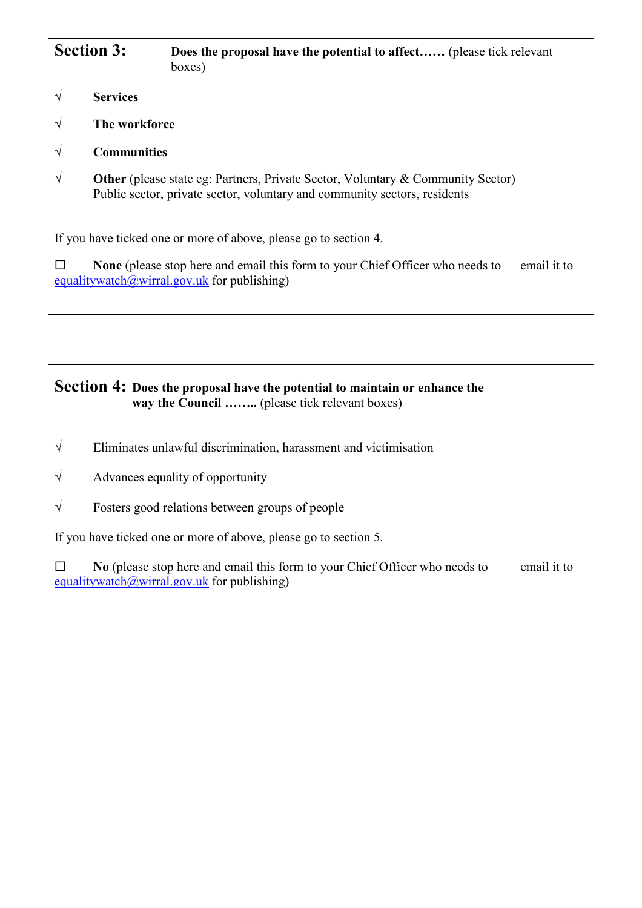## Section 3: **Does the proposal have the potential to affect……** (please tick relevant boxes)

√ **Services**

√ **The workforce**

√ **Communities**

√ **Other** (please state eg: Partners, Private Sector, Voluntary & Community Sector)
Public sector, private sector, voluntary and community sectors, residents

If you have ticked one or more of above, please go to section 4.

☐ **None** (please stop here and email this form to your Chief Officer who needs to email it to equalitywatch@wirral.gov.uk for publishing)

## Section 4: **Does the proposal have the potential to maintain or enhance the way the Council ……..** (please tick relevant boxes)

√ Eliminates unlawful discrimination, harassment and victimisation

√ Advances equality of opportunity

√ Fosters good relations between groups of people

If you have ticked one or more of above, please go to section 5.

☐ **No** (please stop here and email this form to your Chief Officer who needs to email it to equalitywatch@wirral.gov.uk for publishing)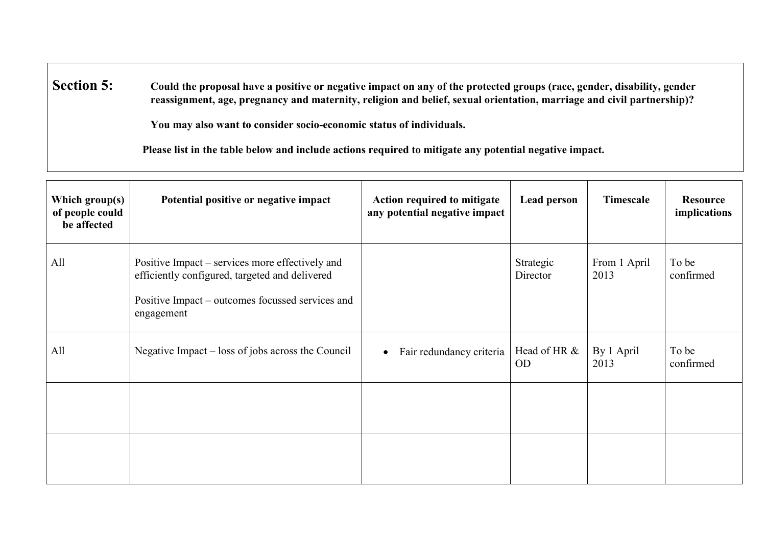**Section 5:** **Could the proposal have a positive or negative impact on any of the protected groups (race, gender, disability, gender reassignment, age, pregnancy and maternity, religion and belief, sexual orientation, marriage and civil partnership)?**

**You may also want to consider socio-economic status of individuals.**

**Please list in the table below and include actions required to mitigate any potential negative impact.**

| Which group(s) of people could be affected | Potential positive or negative impact | Action required to mitigate any potential negative impact | Lead person | Timescale | Resource implications |
|---|---|---|---|---|---|
| All | Positive Impact – services more effectively and efficiently configured, targeted and delivered<br><br>Positive Impact – outcomes focussed services and engagement | | Strategic Director | From 1 April 2013 | To be confirmed |
| All | Negative Impact – loss of jobs across the Council | • Fair redundancy criteria | Head of HR & OD | By 1 April 2013 | To be confirmed |
| | | | | | |
| | | | | | |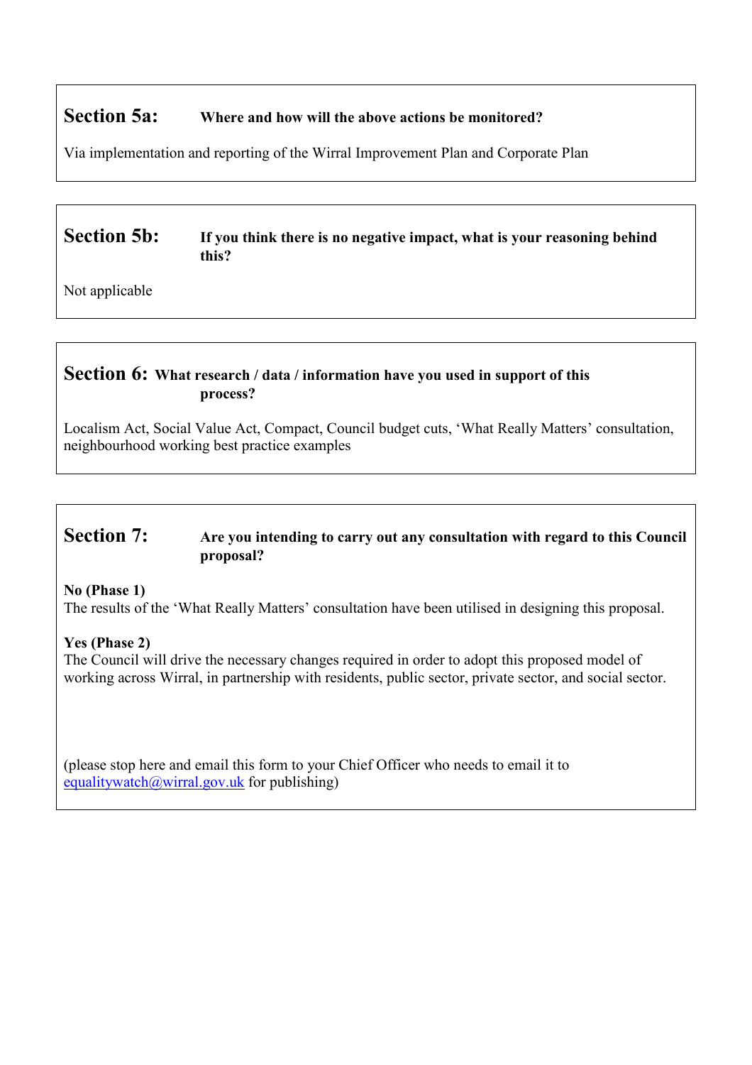## Section 5a: **Where and how will the above actions be monitored?**

Via implementation and reporting of the Wirral Improvement Plan and Corporate Plan

## Section 5b: **If you think there is no negative impact, what is your reasoning behind this?**

Not applicable

## Section 6: **What research / data / information have you used in support of this process?**

Localism Act, Social Value Act, Compact, Council budget cuts, 'What Really Matters' consultation, neighbourhood working best practice examples

## Section 7: **Are you intending to carry out any consultation with regard to this Council proposal?**

**No (Phase 1)**
The results of the 'What Really Matters' consultation have been utilised in designing this proposal.

**Yes (Phase 2)**
The Council will drive the necessary changes required in order to adopt this proposed model of working across Wirral, in partnership with residents, public sector, private sector, and social sector.

(please stop here and email this form to your Chief Officer who needs to email it to equalitywatch@wirral.gov.uk for publishing)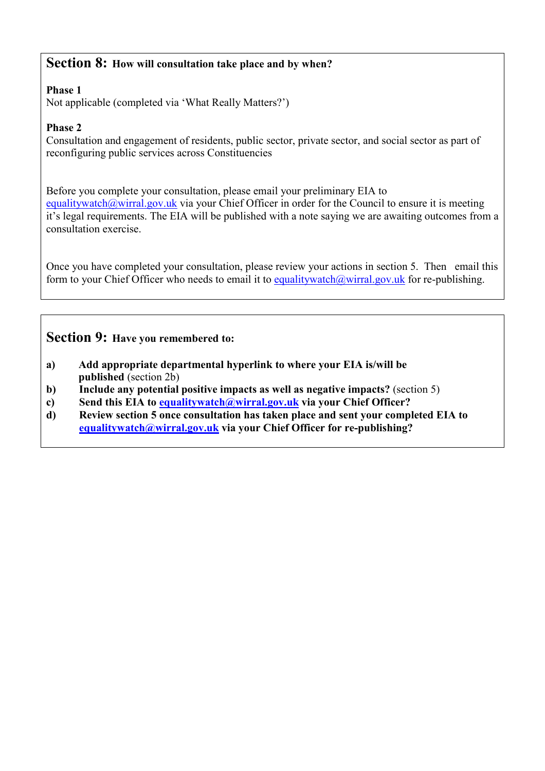## Section 8: How will consultation take place and by when?

**Phase 1**
Not applicable (completed via 'What Really Matters?')

**Phase 2**
Consultation and engagement of residents, public sector, private sector, and social sector as part of reconfiguring public services across Constituencies

Before you complete your consultation, please email your preliminary EIA to equalitywatch@wirral.gov.uk via your Chief Officer in order for the Council to ensure it is meeting it's legal requirements. The EIA will be published with a note saying we are awaiting outcomes from a consultation exercise.

Once you have completed your consultation, please review your actions in section 5. Then email this form to your Chief Officer who needs to email it to equalitywatch@wirral.gov.uk for re-publishing.

## Section 9: Have you remembered to:

**a)** **Add appropriate departmental hyperlink to where your EIA is/will be published** (section 2b)
**b)** **Include any potential positive impacts as well as negative impacts?** (section 5)
**c)** **Send this EIA to equalitywatch@wirral.gov.uk via your Chief Officer?**
**d)** **Review section 5 once consultation has taken place and sent your completed EIA to equalitywatch@wirral.gov.uk via your Chief Officer for re-publishing?**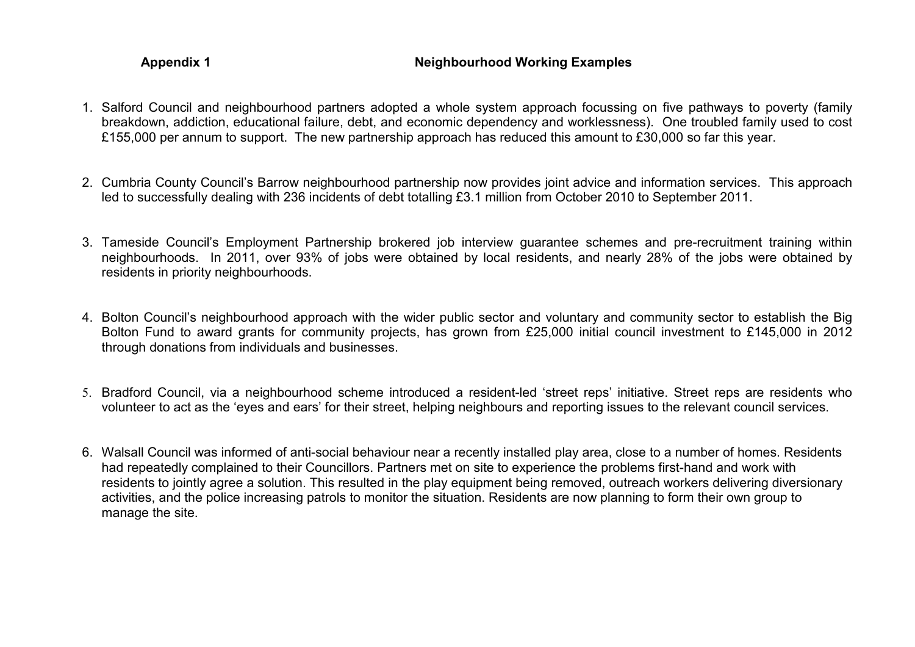**Appendix 1** **Neighbourhood Working Examples**

1. Salford Council and neighbourhood partners adopted a whole system approach focussing on five pathways to poverty (family breakdown, addiction, educational failure, debt, and economic dependency and worklessness). One troubled family used to cost £155,000 per annum to support. The new partnership approach has reduced this amount to £30,000 so far this year.

2. Cumbria County Council's Barrow neighbourhood partnership now provides joint advice and information services. This approach led to successfully dealing with 236 incidents of debt totalling £3.1 million from October 2010 to September 2011.

3. Tameside Council's Employment Partnership brokered job interview guarantee schemes and pre-recruitment training within neighbourhoods. In 2011, over 93% of jobs were obtained by local residents, and nearly 28% of the jobs were obtained by residents in priority neighbourhoods.

4. Bolton Council's neighbourhood approach with the wider public sector and voluntary and community sector to establish the Big Bolton Fund to award grants for community projects, has grown from £25,000 initial council investment to £145,000 in 2012 through donations from individuals and businesses.

5. Bradford Council, via a neighbourhood scheme introduced a resident-led 'street reps' initiative. Street reps are residents who volunteer to act as the 'eyes and ears' for their street, helping neighbours and reporting issues to the relevant council services.

6. Walsall Council was informed of anti-social behaviour near a recently installed play area, close to a number of homes. Residents had repeatedly complained to their Councillors. Partners met on site to experience the problems first-hand and work with residents to jointly agree a solution. This resulted in the play equipment being removed, outreach workers delivering diversionary activities, and the police increasing patrols to monitor the situation. Residents are now planning to form their own group to manage the site.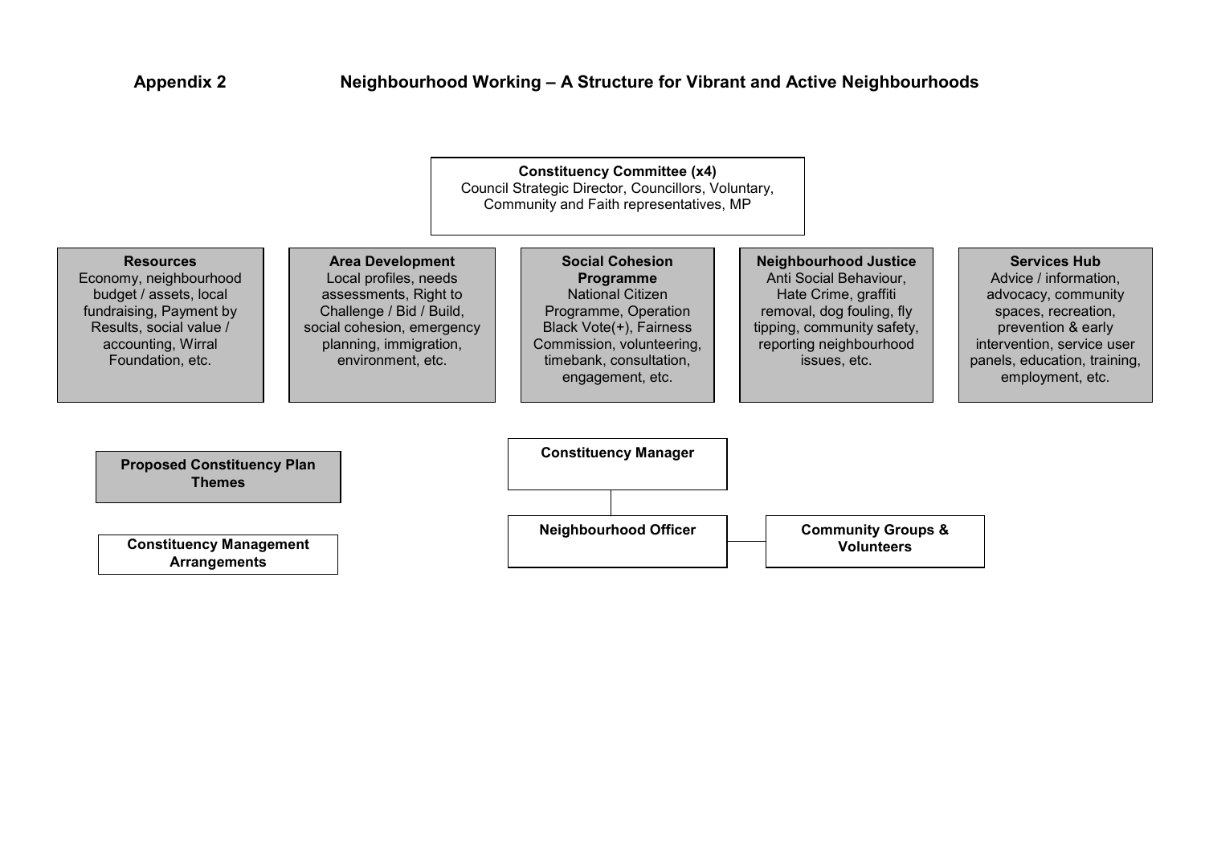## Appendix 2 Neighbourhood Working – A Structure for Vibrant and Active Neighbourhoods

**Constituency Committee (x4)**
Council Strategic Director, Councillors, Voluntary, Community and Faith representatives, MP

**Resources**
Economy, neighbourhood budget / assets, local fundraising, Payment by Results, social value / accounting, Wirral Foundation, etc.

**Area Development**
Local profiles, needs assessments, Right to Challenge / Bid / Build, social cohesion, emergency planning, immigration, environment, etc.

**Social Cohesion Programme**
National Citizen Programme, Operation Black Vote(+), Fairness Commission, volunteering, timebank, consultation, engagement, etc.

**Neighbourhood Justice**
Anti Social Behaviour, Hate Crime, graffiti removal, dog fouling, fly tipping, community safety, reporting neighbourhood issues, etc.

**Services Hub**
Advice / information, advocacy, community spaces, recreation, prevention & early intervention, service user panels, education, training, employment, etc.

**Proposed Constituency Plan Themes**

**Constituency Management Arrangements**

**Constituency Manager**

**Neighbourhood Officer**

**Community Groups & Volunteers**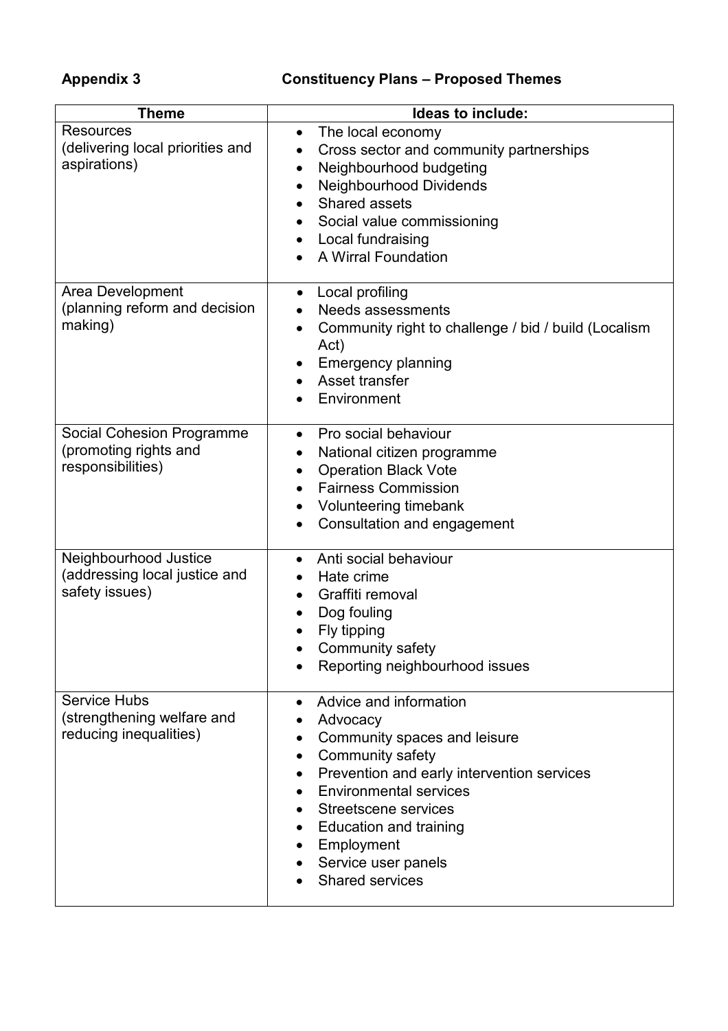**Appendix 3** **Constituency Plans – Proposed Themes**

| Theme | Ideas to include: |
|---|---|
| Resources (delivering local priorities and aspirations) | • The local economy<br>• Cross sector and community partnerships<br>• Neighbourhood budgeting<br>• Neighbourhood Dividends<br>• Shared assets<br>• Social value commissioning<br>• Local fundraising<br>• A Wirral Foundation |
| Area Development (planning reform and decision making) | • Local profiling<br>• Needs assessments<br>• Community right to challenge / bid / build (Localism Act)<br>• Emergency planning<br>• Asset transfer<br>• Environment |
| Social Cohesion Programme (promoting rights and responsibilities) | • Pro social behaviour<br>• National citizen programme<br>• Operation Black Vote<br>• Fairness Commission<br>• Volunteering timebank<br>• Consultation and engagement |
| Neighbourhood Justice (addressing local justice and safety issues) | • Anti social behaviour<br>• Hate crime<br>• Graffiti removal<br>• Dog fouling<br>• Fly tipping<br>• Community safety<br>• Reporting neighbourhood issues |
| Service Hubs (strengthening welfare and reducing inequalities) | • Advice and information<br>• Advocacy<br>• Community spaces and leisure<br>• Community safety<br>• Prevention and early intervention services<br>• Environmental services<br>• Streetscene services<br>• Education and training<br>• Employment<br>• Service user panels<br>• Shared services |